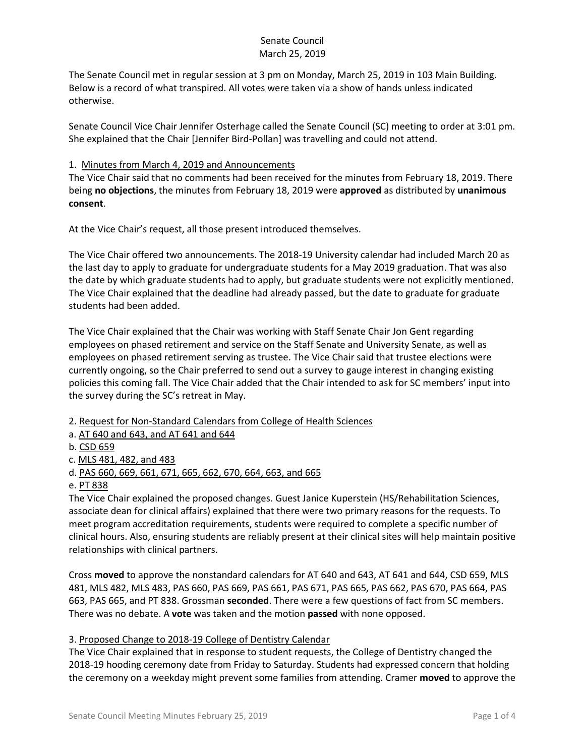Senate Council
March 25, 2019

The Senate Council met in regular session at 3 pm on Monday, March 25, 2019 in 103 Main Building. Below is a record of what transpired. All votes were taken via a show of hands unless indicated otherwise.

Senate Council Vice Chair Jennifer Osterhage called the Senate Council (SC) meeting to order at 3:01 pm. She explained that the Chair [Jennifer Bird-Pollan] was travelling and could not attend.

1. Minutes from March 4, 2019 and Announcements
The Vice Chair said that no comments had been received for the minutes from February 18, 2019. There being **no objections**, the minutes from February 18, 2019 were **approved** as distributed by **unanimous consent**.

At the Vice Chair's request, all those present introduced themselves.

The Vice Chair offered two announcements. The 2018-19 University calendar had included March 20 as the last day to apply to graduate for undergraduate students for a May 2019 graduation. That was also the date by which graduate students had to apply, but graduate students were not explicitly mentioned. The Vice Chair explained that the deadline had already passed, but the date to graduate for graduate students had been added.

The Vice Chair explained that the Chair was working with Staff Senate Chair Jon Gent regarding employees on phased retirement and service on the Staff Senate and University Senate, as well as employees on phased retirement serving as trustee. The Vice Chair said that trustee elections were currently ongoing, so the Chair preferred to send out a survey to gauge interest in changing existing policies this coming fall. The Vice Chair added that the Chair intended to ask for SC members' input into the survey during the SC's retreat in May.

2. Request for Non-Standard Calendars from College of Health Sciences
a. AT 640 and 643, and AT 641 and 644
b. CSD 659
c. MLS 481, 482, and 483
d. PAS 660, 669, 661, 671, 665, 662, 670, 664, 663, and 665
e. PT 838
The Vice Chair explained the proposed changes. Guest Janice Kuperstein (HS/Rehabilitation Sciences, associate dean for clinical affairs) explained that there were two primary reasons for the requests. To meet program accreditation requirements, students were required to complete a specific number of clinical hours. Also, ensuring students are reliably present at their clinical sites will help maintain positive relationships with clinical partners.

Cross **moved** to approve the nonstandard calendars for AT 640 and 643, AT 641 and 644, CSD 659, MLS 481, MLS 482, MLS 483, PAS 660, PAS 669, PAS 661, PAS 671, PAS 665, PAS 662, PAS 670, PAS 664, PAS 663, PAS 665, and PT 838. Grossman **seconded**. There were a few questions of fact from SC members. There was no debate. A **vote** was taken and the motion **passed** with none opposed.

3. Proposed Change to 2018-19 College of Dentistry Calendar
The Vice Chair explained that in response to student requests, the College of Dentistry changed the 2018-19 hooding ceremony date from Friday to Saturday. Students had expressed concern that holding the ceremony on a weekday might prevent some families from attending. Cramer **moved** to approve the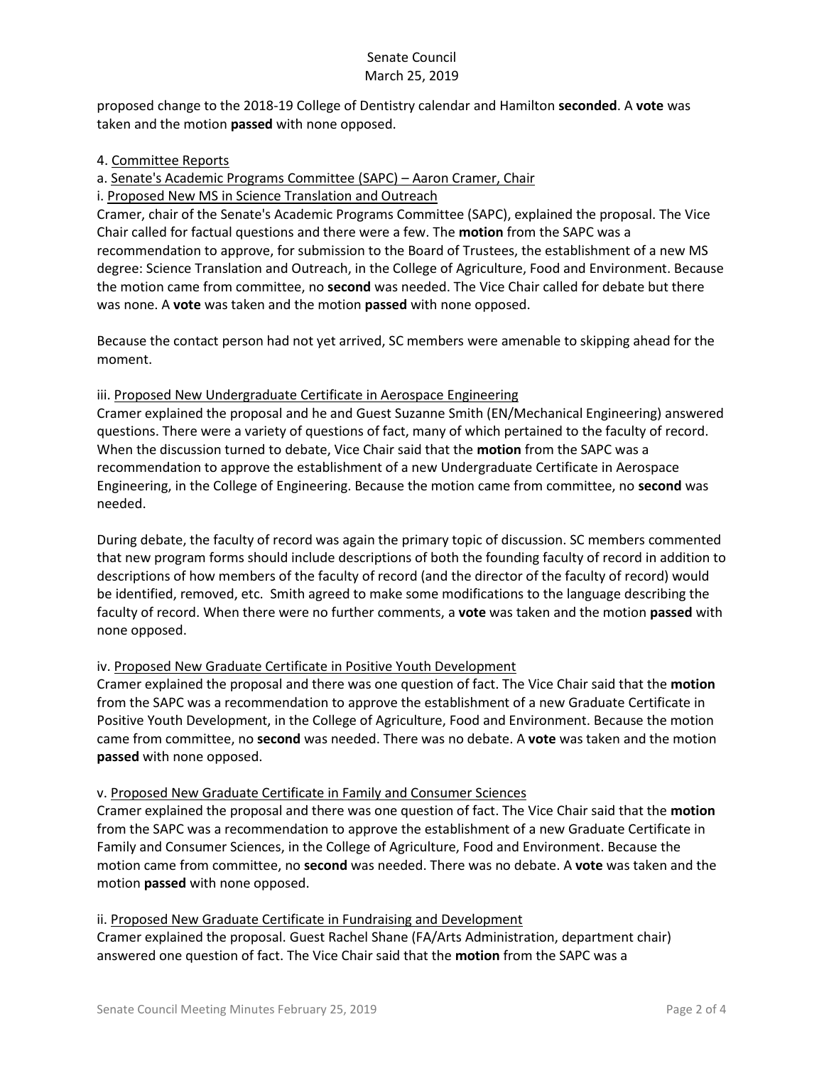proposed change to the 2018-19 College of Dentistry calendar and Hamilton **seconded**. A **vote** was taken and the motion **passed** with none opposed.

4. Committee Reports

a. Senate's Academic Programs Committee (SAPC) – Aaron Cramer, Chair

i. Proposed New MS in Science Translation and Outreach

Cramer, chair of the Senate's Academic Programs Committee (SAPC), explained the proposal. The Vice Chair called for factual questions and there were a few. The **motion** from the SAPC was a recommendation to approve, for submission to the Board of Trustees, the establishment of a new MS degree: Science Translation and Outreach, in the College of Agriculture, Food and Environment. Because the motion came from committee, no **second** was needed. The Vice Chair called for debate but there was none. A **vote** was taken and the motion **passed** with none opposed.

Because the contact person had not yet arrived, SC members were amenable to skipping ahead for the moment.

iii. Proposed New Undergraduate Certificate in Aerospace Engineering

Cramer explained the proposal and he and Guest Suzanne Smith (EN/Mechanical Engineering) answered questions. There were a variety of questions of fact, many of which pertained to the faculty of record. When the discussion turned to debate, Vice Chair said that the **motion** from the SAPC was a recommendation to approve the establishment of a new Undergraduate Certificate in Aerospace Engineering, in the College of Engineering. Because the motion came from committee, no **second** was needed.

During debate, the faculty of record was again the primary topic of discussion. SC members commented that new program forms should include descriptions of both the founding faculty of record in addition to descriptions of how members of the faculty of record (and the director of the faculty of record) would be identified, removed, etc. Smith agreed to make some modifications to the language describing the faculty of record. When there were no further comments, a **vote** was taken and the motion **passed** with none opposed.

iv. Proposed New Graduate Certificate in Positive Youth Development

Cramer explained the proposal and there was one question of fact. The Vice Chair said that the **motion** from the SAPC was a recommendation to approve the establishment of a new Graduate Certificate in Positive Youth Development, in the College of Agriculture, Food and Environment. Because the motion came from committee, no **second** was needed. There was no debate. A **vote** was taken and the motion **passed** with none opposed.

v. Proposed New Graduate Certificate in Family and Consumer Sciences

Cramer explained the proposal and there was one question of fact. The Vice Chair said that the **motion** from the SAPC was a recommendation to approve the establishment of a new Graduate Certificate in Family and Consumer Sciences, in the College of Agriculture, Food and Environment. Because the motion came from committee, no **second** was needed. There was no debate. A **vote** was taken and the motion **passed** with none opposed.

ii. Proposed New Graduate Certificate in Fundraising and Development

Cramer explained the proposal. Guest Rachel Shane (FA/Arts Administration, department chair) answered one question of fact. The Vice Chair said that the **motion** from the SAPC was a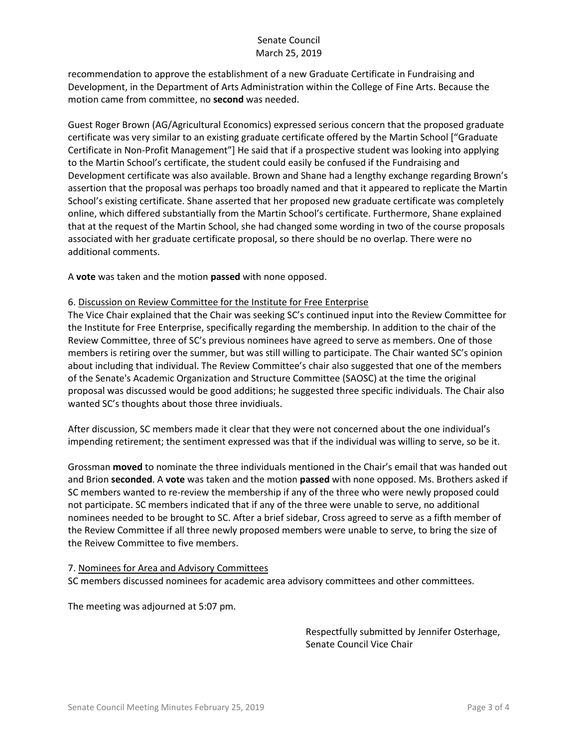recommendation to approve the establishment of a new Graduate Certificate in Fundraising and Development, in the Department of Arts Administration within the College of Fine Arts. Because the motion came from committee, no **second** was needed.

Guest Roger Brown (AG/Agricultural Economics) expressed serious concern that the proposed graduate certificate was very similar to an existing graduate certificate offered by the Martin School ["Graduate Certificate in Non-Profit Management"] He said that if a prospective student was looking into applying to the Martin School's certificate, the student could easily be confused if the Fundraising and Development certificate was also available. Brown and Shane had a lengthy exchange regarding Brown's assertion that the proposal was perhaps too broadly named and that it appeared to replicate the Martin School's existing certificate. Shane asserted that her proposed new graduate certificate was completely online, which differed substantially from the Martin School's certificate. Furthermore, Shane explained that at the request of the Martin School, she had changed some wording in two of the course proposals associated with her graduate certificate proposal, so there should be no overlap. There were no additional comments.

A **vote** was taken and the motion **passed** with none opposed.

6. <u>Discussion on Review Committee for the Institute for Free Enterprise</u>

The Vice Chair explained that the Chair was seeking SC's continued input into the Review Committee for the Institute for Free Enterprise, specifically regarding the membership. In addition to the chair of the Review Committee, three of SC's previous nominees have agreed to serve as members. One of those members is retiring over the summer, but was still willing to participate. The Chair wanted SC's opinion about including that individual. The Review Committee's chair also suggested that one of the members of the Senate's Academic Organization and Structure Committee (SAOSC) at the time the original proposal was discussed would be good additions; he suggested three specific individuals. The Chair also wanted SC's thoughts about those three invidiuals.

After discussion, SC members made it clear that they were not concerned about the one individual's impending retirement; the sentiment expressed was that if the individual was willing to serve, so be it.

Grossman **moved** to nominate the three individuals mentioned in the Chair's email that was handed out and Brion **seconded**. A **vote** was taken and the motion **passed** with none opposed. Ms. Brothers asked if SC members wanted to re-review the membership if any of the three who were newly proposed could not participate. SC members indicated that if any of the three were unable to serve, no additional nominees needed to be brought to SC. After a brief sidebar, Cross agreed to serve as a fifth member of the Review Committee if all three newly proposed members were unable to serve, to bring the size of the Reivew Committee to five members.

7. <u>Nominees for Area and Advisory Committees</u>

SC members discussed nominees for academic area advisory committees and other committees.

The meeting was adjourned at 5:07 pm.

Respectfully submitted by Jennifer Osterhage,
Senate Council Vice Chair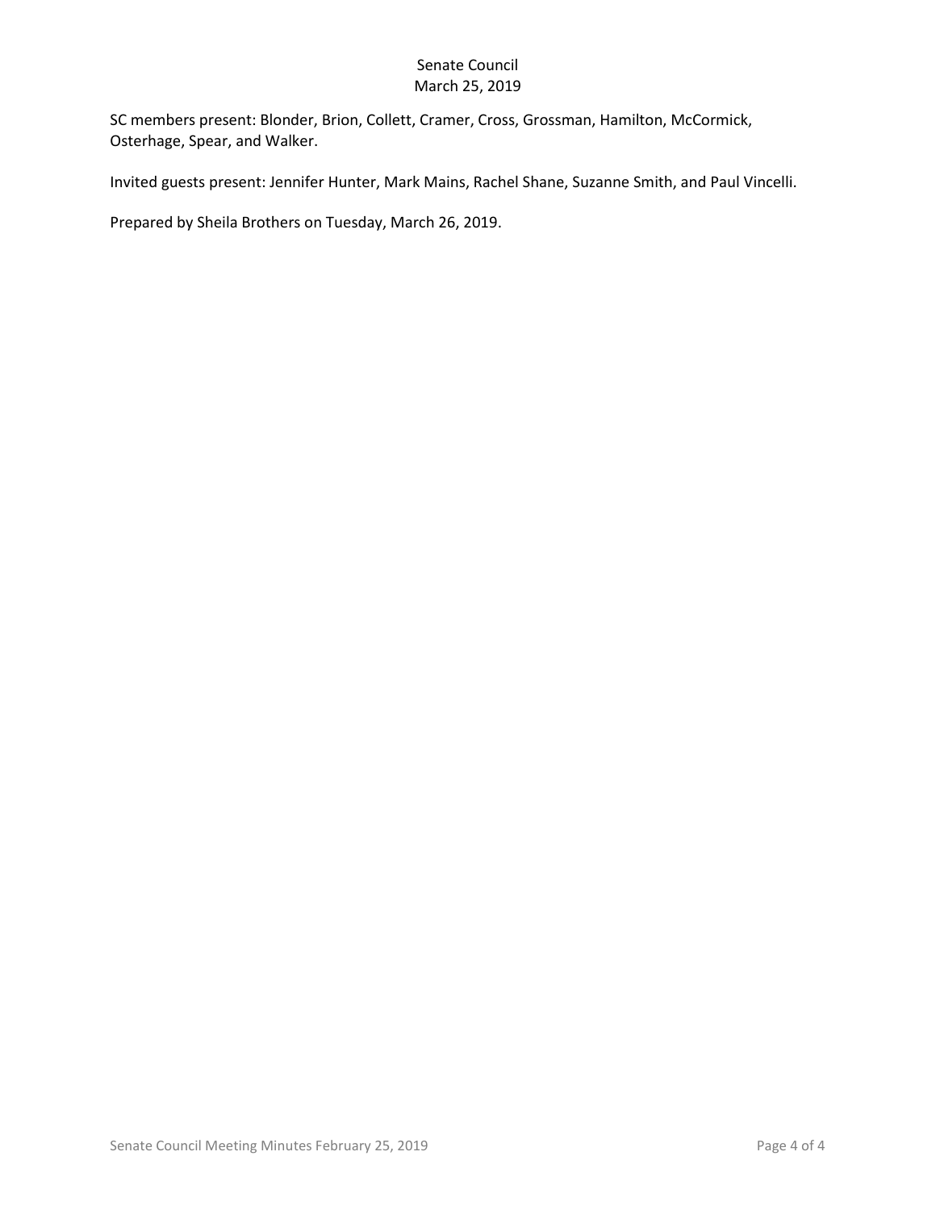Senate Council
March 25, 2019

SC members present: Blonder, Brion, Collett, Cramer, Cross, Grossman, Hamilton, McCormick, Osterhage, Spear, and Walker.

Invited guests present: Jennifer Hunter, Mark Mains, Rachel Shane, Suzanne Smith, and Paul Vincelli.

Prepared by Sheila Brothers on Tuesday, March 26, 2019.